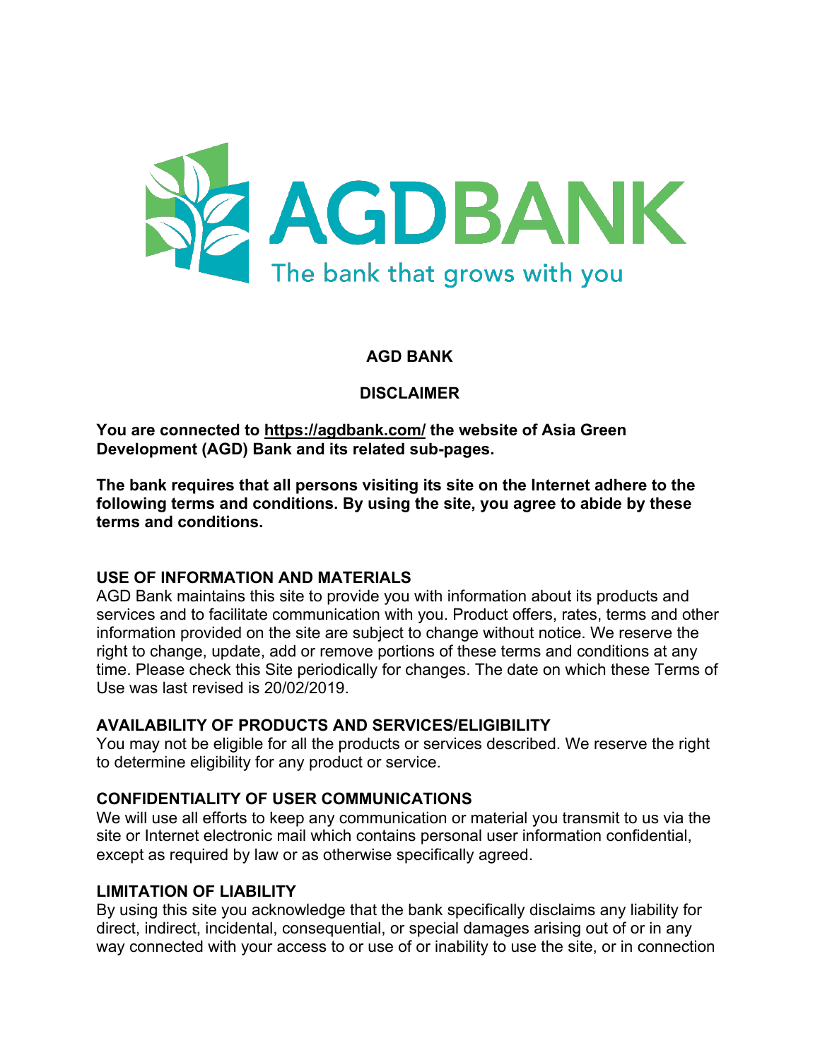AGDBANK

The bank that grows with you

# AGD BANK

## DISCLAIMER

**You are connected to [https://agdbank.com/](https://agdbank.com/) the website of Asia Green Development (AGD) Bank and its related sub-pages.**

**The bank requires that all persons visiting its site on the Internet adhere to the following terms and conditions. By using the site, you agree to abide by these terms and conditions.**

### USE OF INFORMATION AND MATERIALS

AGD Bank maintains this site to provide you with information about its products and services and to facilitate communication with you. Product offers, rates, terms and other information provided on the site are subject to change without notice. We reserve the right to change, update, add or remove portions of these terms and conditions at any time. Please check this Site periodically for changes. The date on which these Terms of Use was last revised is 20/02/2019.

### AVAILABILITY OF PRODUCTS AND SERVICES/ELIGIBILITY

You may not be eligible for all the products or services described. We reserve the right to determine eligibility for any product or service.

### CONFIDENTIALITY OF USER COMMUNICATIONS

We will use all efforts to keep any communication or material you transmit to us via the site or Internet electronic mail which contains personal user information confidential, except as required by law or as otherwise specifically agreed.

### LIMITATION OF LIABILITY

By using this site you acknowledge that the bank specifically disclaims any liability for direct, indirect, incidental, consequential, or special damages arising out of or in any way connected with your access to or use of or inability to use the site, or in connection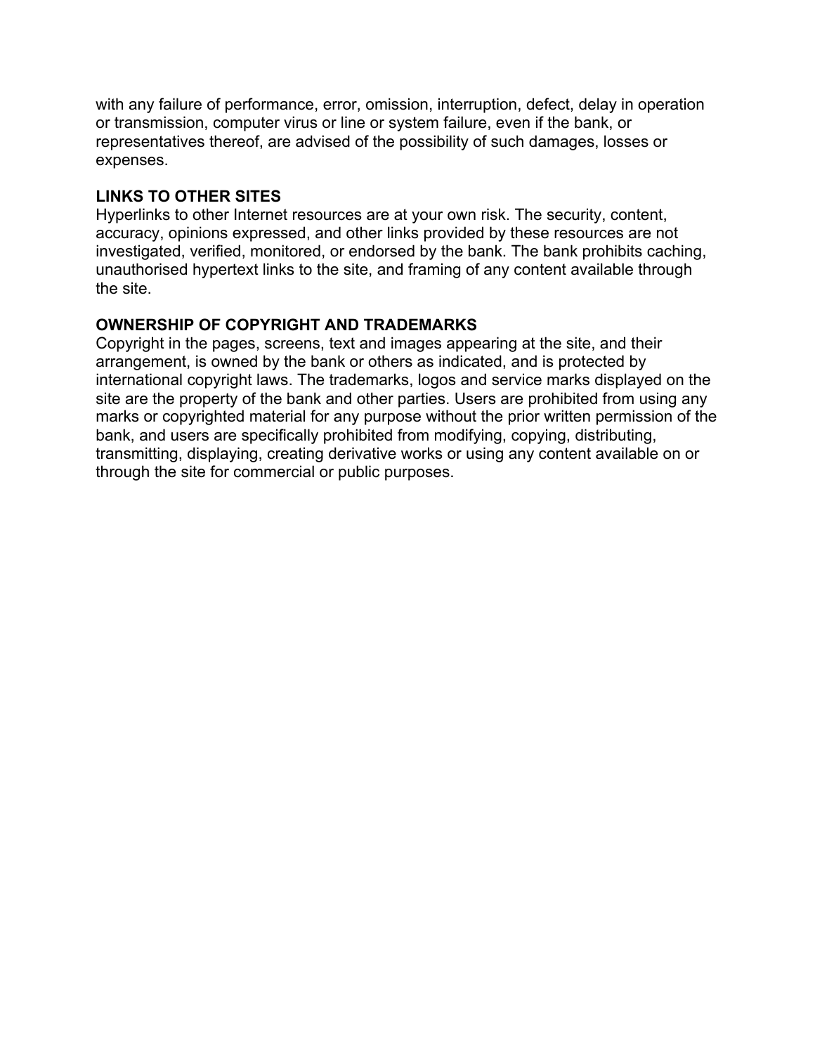with any failure of performance, error, omission, interruption, defect, delay in operation or transmission, computer virus or line or system failure, even if the bank, or representatives thereof, are advised of the possibility of such damages, losses or expenses.

**LINKS TO OTHER SITES**

Hyperlinks to other Internet resources are at your own risk. The security, content, accuracy, opinions expressed, and other links provided by these resources are not investigated, verified, monitored, or endorsed by the bank. The bank prohibits caching, unauthorised hypertext links to the site, and framing of any content available through the site.

**OWNERSHIP OF COPYRIGHT AND TRADEMARKS**

Copyright in the pages, screens, text and images appearing at the site, and their arrangement, is owned by the bank or others as indicated, and is protected by international copyright laws. The trademarks, logos and service marks displayed on the site are the property of the bank and other parties. Users are prohibited from using any marks or copyrighted material for any purpose without the prior written permission of the bank, and users are specifically prohibited from modifying, copying, distributing, transmitting, displaying, creating derivative works or using any content available on or through the site for commercial or public purposes.